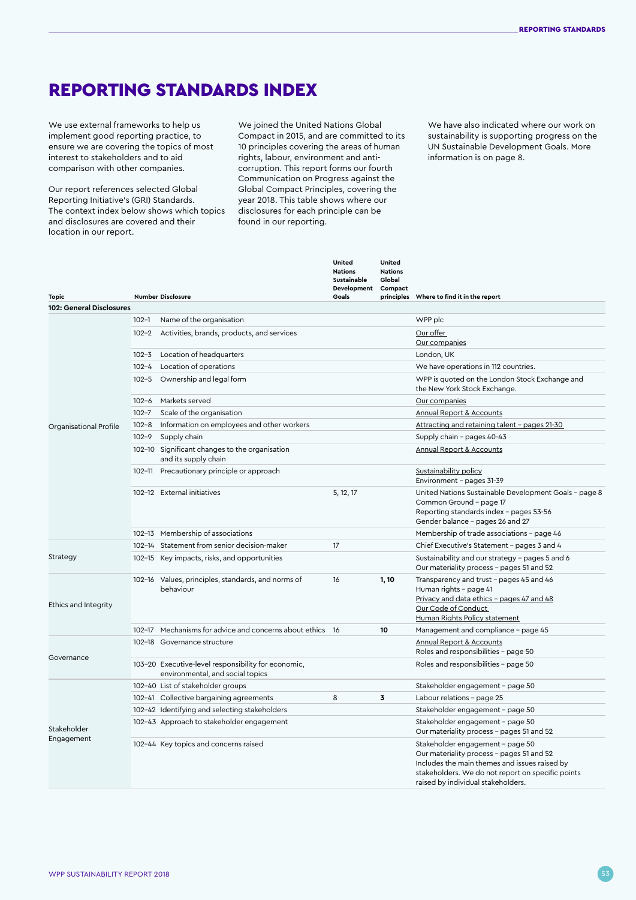# REPORTING STANDARDS INDEX

We use external frameworks to help us implement good reporting practice, to ensure we are covering the topics of most interest to stakeholders and to aid comparison with other companies.

Our report references selected Global Reporting Initiative's (GRI) Standards. The context index below shows which topics and disclosures are covered and their location in our report.

We joined the United Nations Global Compact in 2015, and are committed to its 10 principles covering the areas of human rights, labour, environment and anti-corruption. This report forms our fourth Communication on Progress against the Global Compact Principles, covering the year 2018. This table shows where our disclosures for each principle can be found in our reporting.

We have also indicated where our work on sustainability is supporting progress on the UN Sustainable Development Goals. More information is on page 8.

| Topic | Number | Disclosure | United Nations Sustainable Development Goals | United Nations Global Compact principles | Where to find it in the report |
|---|---|---|---|---|---|
| **102: General Disclosures** | | | | | |
| Organisational Profile | 102–1 | Name of the organisation | | | WPP plc |
| | 102–2 | Activities, brands, products, and services | | | Our offer<br>Our companies |
| | 102–3 | Location of headquarters | | | London, UK |
| | 102–4 | Location of operations | | | We have operations in 112 countries. |
| | 102–5 | Ownership and legal form | | | WPP is quoted on the London Stock Exchange and the New York Stock Exchange. |
| | 102–6 | Markets served | | | Our companies |
| | 102–7 | Scale of the organisation | | | Annual Report & Accounts |
| | 102–8 | Information on employees and other workers | | | Attracting and retaining talent – pages 21-30 |
| | 102–9 | Supply chain | | | Supply chain – pages 40-43 |
| | 102–10 | Significant changes to the organisation and its supply chain | | | Annual Report & Accounts |
| | 102–11 | Precautionary principle or approach | | | Sustainability policy<br>Environment – pages 31-39 |
| | 102–12 | External initiatives | 5, 12, 17 | | United Nations Sustainable Development Goals – page 8<br>Common Ground – page 17<br>Reporting standards index – pages 53-56<br>Gender balance – pages 26 and 27 |
| | 102–13 | Membership of associations | | | Membership of trade associations – page 46 |
| Strategy | 102–14 | Statement from senior decision-maker | 17 | | Chief Executive's Statement – pages 3 and 4 |
| | 102–15 | Key impacts, risks, and opportunities | | | Sustainability and our strategy – pages 5 and 6<br>Our materiality process – pages 51 and 52 |
| Ethics and Integrity | 102–16 | Values, principles, standards, and norms of behaviour | 16 | **1, 10** | Transparency and trust – pages 45 and 46<br>Human rights – page 41<br>Privacy and data ethics – pages 47 and 48<br>Our Code of Conduct<br>Human Rights Policy statement |
| | 102–17 | Mechanisms for advice and concerns about ethics | 16 | **10** | Management and compliance – page 45 |
| Governance | 102–18 | Governance structure | | | Annual Report & Accounts<br>Roles and responsibilities – page 50 |
| | 103–20 | Executive-level responsibility for economic, environmental, and social topics | | | Roles and responsibilities – page 50 |
| Stakeholder Engagement | 102–40 | List of stakeholder groups | | | Stakeholder engagement – page 50 |
| | 102–41 | Collective bargaining agreements | 8 | **3** | Labour relations – page 25 |
| | 102–42 | Identifying and selecting stakeholders | | | Stakeholder engagement – page 50 |
| | 102–43 | Approach to stakeholder engagement | | | Stakeholder engagement – page 50<br>Our materiality process – pages 51 and 52 |
| | 102–44 | Key topics and concerns raised | | | Stakeholder engagement – page 50<br>Our materiality process – pages 51 and 52<br>Includes the main themes and issues raised by stakeholders. We do not report on specific points raised by individual stakeholders. |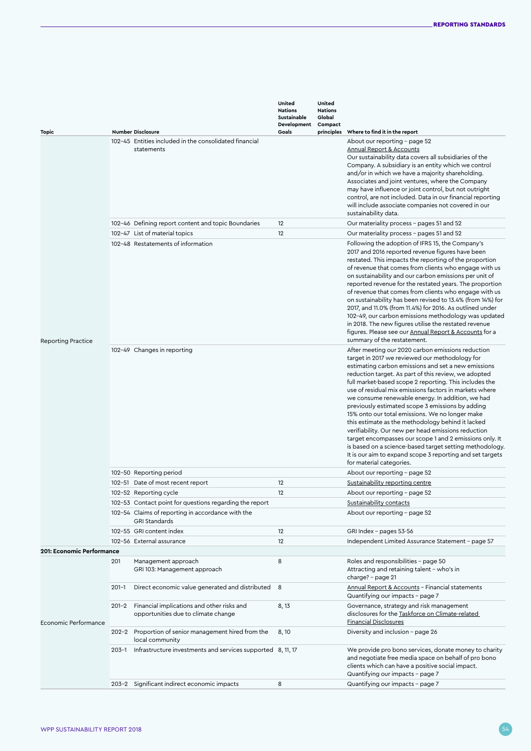| Topic | Number | Disclosure | United Nations Sustainable Development Goals | United Nations Global Compact principles | Where to find it in the report |
|---|---|---|---|---|---|
| Reporting Practice | 102–45 | Entities included in the consolidated financial statements | | | About our reporting – page 52<br>Annual Report & Accounts<br>Our sustainability data covers all subsidiaries of the Company. A subsidiary is an entity which we control and/or in which we have a majority shareholding. Associates and joint ventures, where the Company may have influence or joint control, but not outright control, are not included. Data in our financial reporting will include associate companies not covered in our sustainability data. |
| | 102–46 | Defining report content and topic Boundaries | 12 | | Our materiality process – pages 51 and 52 |
| | 102–47 | List of material topics | 12 | | Our materiality process – pages 51 and 52 |
| | 102–48 | Restatements of information | | | Following the adoption of IFRS 15, the Company's 2017 and 2016 reported revenue figures have been restated. This impacts the reporting of the proportion of revenue that comes from clients who engage with us on sustainability and our carbon emissions per unit of reported revenue for the restated years. The proportion of revenue that comes from clients who engage with us on sustainability has been revised to 13.4% (from 14%) for 2017, and 11.0% (from 11.4%) for 2016. As outlined under 102–49, our carbon emissions methodology was updated in 2018. The new figures utilise the restated revenue figures. Please see our Annual Report & Accounts for a summary of the restatement. |
| | 102–49 | Changes in reporting | | | After meeting our 2020 carbon emissions reduction target in 2017 we reviewed our methodology for estimating carbon emissions and set a new emissions reduction target. As part of this review, we adopted full market-based scope 2 reporting. This includes the use of residual mix emissions factors in markets where we consume renewable energy. In addition, we had previously estimated scope 3 emissions by adding 15% onto our total emissions. We no longer make this estimate as the methodology behind it lacked verifiability. Our new per head emissions reduction target encompasses our scope 1 and 2 emissions only. It is based on a science-based target setting methodology. It is our aim to expand scope 3 reporting and set targets for material categories. |
| | 102–50 | Reporting period | | | About our reporting – page 52 |
| | 102–51 | Date of most recent report | 12 | | Sustainability reporting centre |
| | 102–52 | Reporting cycle | 12 | | About our reporting – page 52 |
| | 102–53 | Contact point for questions regarding the report | | | Sustainability contacts |
| | 102–54 | Claims of reporting in accordance with the GRI Standards | | | About our reporting – page 52 |
| | 102–55 | GRI content index | 12 | | GRI Index – pages 53-56 |
| | 102–56 | External assurance | 12 | | Independent Limited Assurance Statement – page 57 |
| **201: Economic Performance** | | | | | |
| Economic Performance | 201 | Management approach<br>GRI 103: Management approach | 8 | | Roles and responsibilities – page 50<br>Attracting and retaining talent – who's in charge? – page 21 |
| | 201–1 | Direct economic value generated and distributed | 8 | | Annual Report & Accounts – Financial statements<br>Quantifying our impacts – page 7 |
| | 201–2 | Financial implications and other risks and opportunities due to climate change | 8, 13 | | Governance, strategy and risk management disclosures for the Taskforce on Climate-related Financial Disclosures |
| | 202–2 | Proportion of senior management hired from the local community | 8, 10 | | Diversity and inclusion – page 26 |
| | 203–1 | Infrastructure investments and services supported | 8, 11, 17 | | We provide pro bono services, donate money to charity and negotiate free media space on behalf of pro bono clients which can have a positive social impact.<br>Quantifying our impacts – page 7 |
| | 203–2 | Significant indirect economic impacts | 8 | | Quantifying our impacts – page 7 |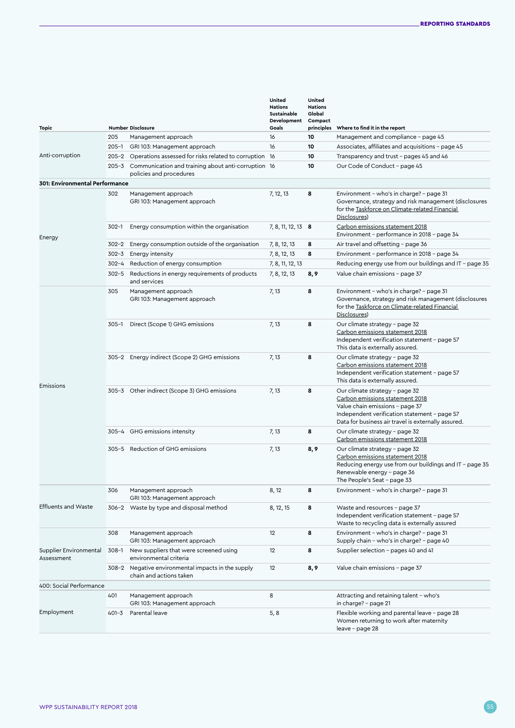| Topic | Number | Disclosure | United Nations Sustainable Development Goals | United Nations Global Compact principles | Where to find it in the report |
|---|---|---|---|---|---|
| Anti-corruption | 205 | Management approach | 16 | **10** | Management and compliance – page 45 |
| | 205–1 | GRI 103: Management approach | 16 | **10** | Associates, affiliates and acquisitions – page 45 |
| | 205–2 | Operations assessed for risks related to corruption | 16 | **10** | Transparency and trust – pages 45 and 46 |
| | 205–3 | Communication and training about anti-corruption policies and procedures | 16 | **10** | Our Code of Conduct – page 45 |
| **301: Environmental Performance** | | | | | |
| Energy | 302 | Management approach GRI 103: Management approach | 7, 12, 13 | **8** | Environment – who's in charge? – page 31 Governance, strategy and risk management (disclosures for the Taskforce on Climate-related Financial Disclosures) |
| | 302–1 | Energy consumption within the organisation | 7, 8, 11, 12, 13 | **8** | Carbon emissions statement 2018 Environment – performance in 2018 – page 34 |
| | 302–2 | Energy consumption outside of the organisation | 7, 8, 12, 13 | **8** | Air travel and offsetting – page 36 |
| | 302–3 | Energy intensity | 7, 8, 12, 13 | **8** | Environment – performance in 2018 – page 34 |
| | 302–4 | Reduction of energy consumption | 7, 8, 11, 12, 13 | | Reducing energy use from our buildings and IT – page 35 |
| | 302–5 | Reductions in energy requirements of products and services | 7, 8, 12, 13 | **8, 9** | Value chain emissions – page 37 |
| Emissions | 305 | Management approach GRI 103: Management approach | 7, 13 | **8** | Environment – who's in charge? – page 31 Governance, strategy and risk management (disclosures for the Taskforce on Climate-related Financial Disclosures) |
| | 305–1 | Direct (Scope 1) GHG emissions | 7, 13 | **8** | Our climate strategy – page 32 Carbon emissions statement 2018 Independent verification statement – page 57 This data is externally assured. |
| | 305–2 | Energy indirect (Scope 2) GHG emissions | 7, 13 | **8** | Our climate strategy – page 32 Carbon emissions statement 2018 Independent verification statement – page 57 This data is externally assured. |
| | 305–3 | Other indirect (Scope 3) GHG emissions | 7, 13 | **8** | Our climate strategy – page 32 Carbon emissions statement 2018 Value chain emissions – page 37 Independent verification statement – page 57 Data for business air travel is externally assured. |
| | 305–4 | GHG emissions intensity | 7, 13 | **8** | Our climate strategy – page 32 Carbon emissions statement 2018 |
| | 305–5 | Reduction of GHG emissions | 7, 13 | **8, 9** | Our climate strategy – page 32 Carbon emissions statement 2018 Reducing energy use from our buildings and IT – page 35 Renewable energy – page 36 The People's Seat – page 33 |
| Effluents and Waste | 306 | Management approach GRI 103: Management approach | 8, 12 | **8** | Environment – who's in charge? – page 31 |
| | 306–2 | Waste by type and disposal method | 8, 12, 15 | **8** | Waste and resources – page 37 Independent verification statement – page 57 Waste to recycling data is externally assured |
| Supplier Environmental Assessment | 308 | Management approach GRI 103: Management approach | 12 | **8** | Environment – who's in charge? – page 31 Supply chain – who's in charge? – page 40 |
| | 308–1 | New suppliers that were screened using environmental criteria | 12 | **8** | Supplier selection – pages 40 and 41 |
| | 308–2 | Negative environmental impacts in the supply chain and actions taken | 12 | **8, 9** | Value chain emissions – page 37 |
| 400: Social Performance | | | | | |
| Employment | 401 | Management approach GRI 103: Management approach | 8 | | Attracting and retaining talent – who's in charge? – page 21 |
| | 401–3 | Parental leave | 5, 8 | | Flexible working and parental leave – page 28 Women returning to work after maternity leave – page 28 |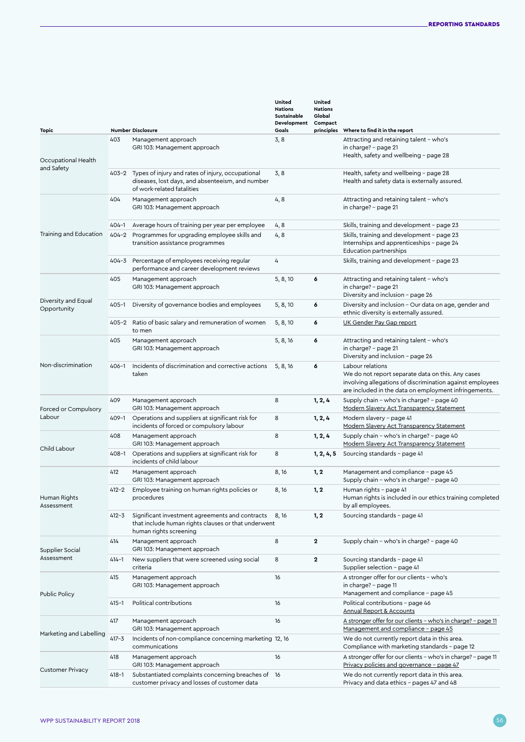| Topic | Number | Disclosure | United Nations Sustainable Development Goals | United Nations Global Compact principles | Where to find it in the report |
|---|---|---|---|---|---|
| Occupational Health and Safety | 403 | Management approach<br>GRI 103: Management approach | 3, 8 | | Attracting and retaining talent – who's in charge? – page 21<br>Health, safety and wellbeing – page 28 |
| | 403–2 | Types of injury and rates of injury, occupational diseases, lost days, and absenteeism, and number of work-related fatalities | 3, 8 | | Health, safety and wellbeing – page 28<br>Health and safety data is externally assured. |
| Training and Education | 404 | Management approach<br>GRI 103: Management approach | 4, 8 | | Attracting and retaining talent – who's in charge? – page 21 |
| | 404–1 | Average hours of training per year per employee | 4, 8 | | Skills, training and development – page 23 |
| | 404–2 | Programmes for upgrading employee skills and transition assistance programmes | 4, 8 | | Skills, training and development – page 23<br>Internships and apprenticeships – page 24<br>Education partnerships |
| | 404–3 | Percentage of employees receiving regular performance and career development reviews | 4 | | Skills, training and development – page 23 |
| Diversity and Equal Opportunity | 405 | Management approach<br>GRI 103: Management approach | 5, 8, 10 | **6** | Attracting and retaining talent – who's in charge? – page 21<br>Diversity and inclusion – page 26 |
| | 405–1 | Diversity of governance bodies and employees | 5, 8, 10 | **6** | Diversity and inclusion – Our data on age, gender and ethnic diversity is externally assured. |
| | 405–2 | Ratio of basic salary and remuneration of women to men | 5, 8, 10 | **6** | UK Gender Pay Gap report |
| Non-discrimination | 405 | Management approach<br>GRI 103: Management approach | 5, 8, 16 | **6** | Attracting and retaining talent – who's in charge? – page 21<br>Diversity and inclusion – page 26 |
| | 406–1 | Incidents of discrimination and corrective actions taken | 5, 8, 16 | **6** | Labour relations<br>We do not report separate data on this. Any cases involving allegations of discrimination against employees are included in the data on employment infringements. |
| Forced or Compulsory Labour | 409 | Management approach<br>GRI 103: Management approach | 8 | **1, 2, 4** | Supply chain – who's in charge? – page 40<br>Modern Slavery Act Transparency Statement |
| | 409–1 | Operations and suppliers at significant risk for incidents of forced or compulsory labour | 8 | **1, 2, 4** | Modern slavery – page 41<br>Modern Slavery Act Transparency Statement |
| Child Labour | 408 | Management approach<br>GRI 103: Management approach | 8 | **1, 2, 4** | Supply chain – who's in charge? – page 40<br>Modern Slavery Act Transparency Statement |
| | 408–1 | Operations and suppliers at significant risk for incidents of child labour | 8 | **1, 2, 4, 5** | Sourcing standards – page 41 |
| Human Rights Assessment | 412 | Management approach<br>GRI 103: Management approach | 8, 16 | **1, 2** | Management and compliance – page 45<br>Supply chain – who's in charge? – page 40 |
| | 412–2 | Employee training on human rights policies or procedures | 8, 16 | **1, 2** | Human rights – page 41<br>Human rights is included in our ethics training completed by all employees. |
| | 412–3 | Significant investment agreements and contracts that include human rights clauses or that underwent human rights screening | 8, 16 | **1, 2** | Sourcing standards – page 41 |
| Supplier Social Assessment | 414 | Management approach<br>GRI 103: Management approach | 8 | **2** | Supply chain – who's in charge? – page 40 |
| | 414–1 | New suppliers that were screened using social criteria | 8 | **2** | Sourcing standards – page 41<br>Supplier selection – page 41 |
| Public Policy | 415 | Management approach<br>GRI 103: Management approach | 16 | | A stronger offer for our clients – who's in charge? – page 11<br>Management and compliance – page 45 |
| | 415–1 | Political contributions | 16 | | Political contributions – page 46<br>Annual Report & Accounts |
| Marketing and Labelling | 417 | Management approach<br>GRI 103: Management approach | 16 | | A stronger offer for our clients – who's in charge? – page 11<br>Management and compliance – page 45 |
| | 417–3 | Incidents of non-compliance concerning marketing communications | 12, 16 | | We do not currently report data in this area.<br>Compliance with marketing standards – page 12 |
| Customer Privacy | 418 | Management approach<br>GRI 103: Management approach | 16 | | A stronger offer for our clients – who's in charge? – page 11<br>Privacy policies and governance – page 47 |
| | 418–1 | Substantiated complaints concerning breaches of customer privacy and losses of customer data | 16 | | We do not currently report data in this area.<br>Privacy and data ethics – pages 47 and 48 |